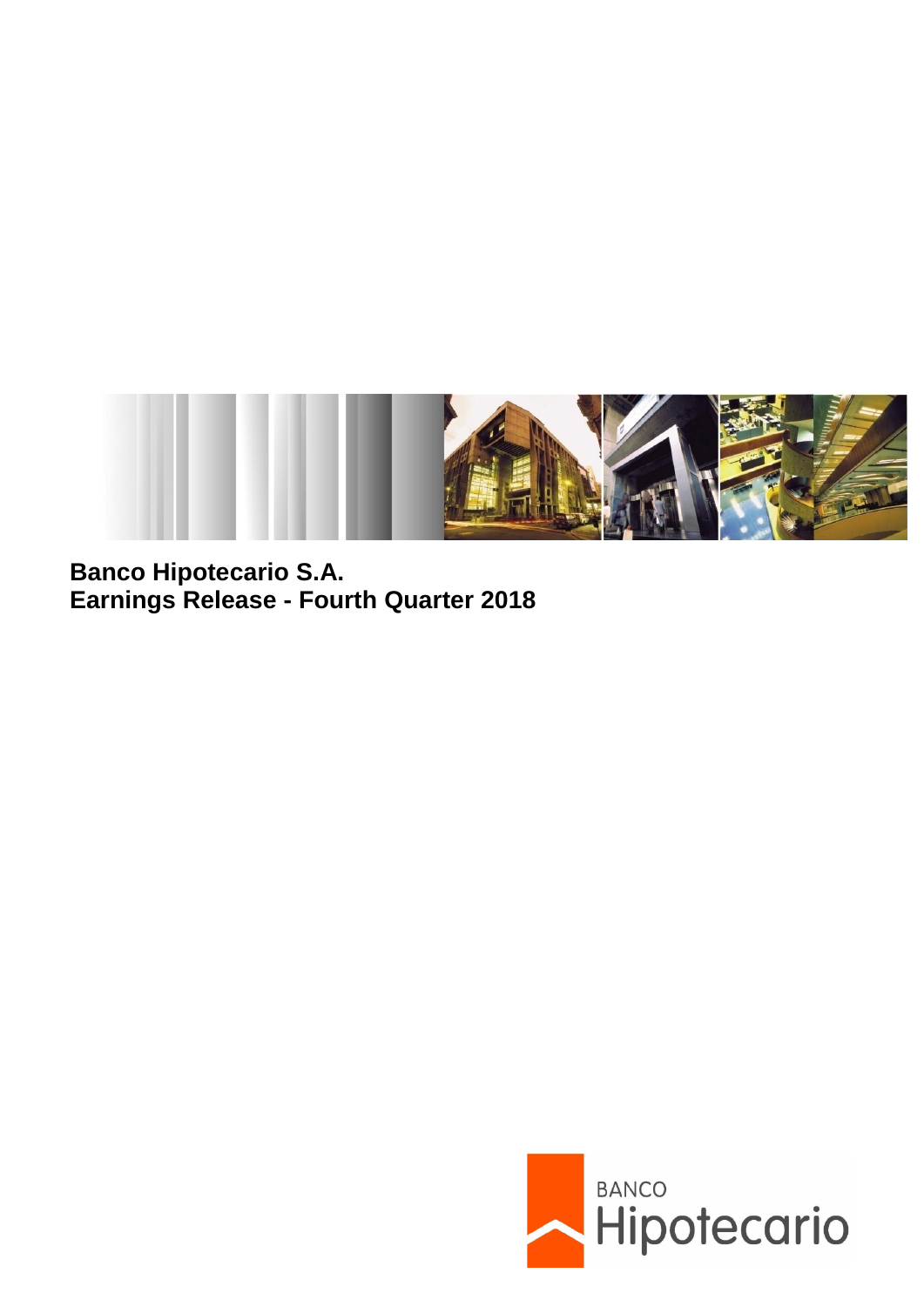**Banco Hipotecario S.A.**
**Earnings Release - Fourth Quarter 2018**

BANCO
Hipotecario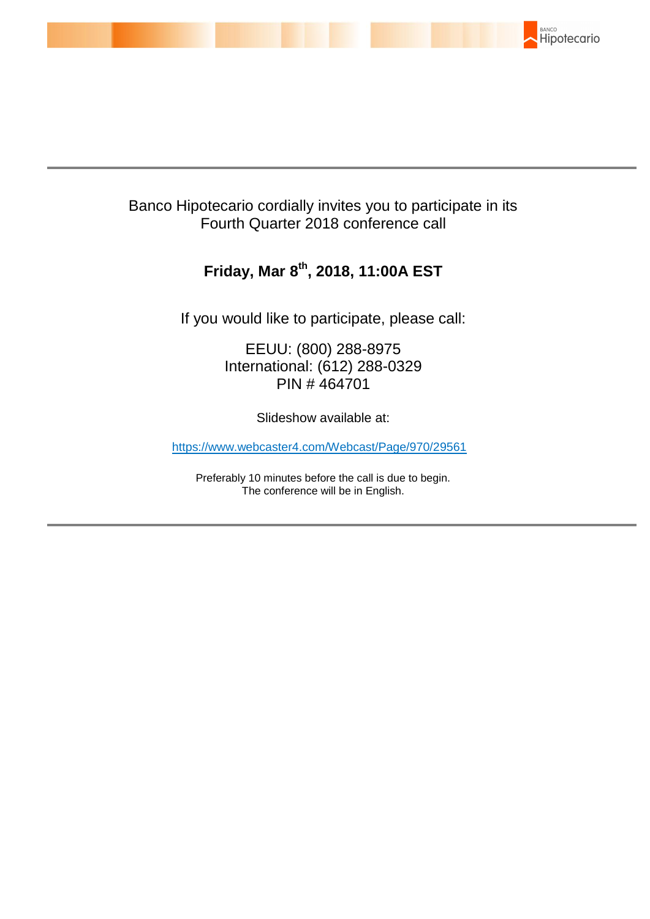Banco Hipotecario cordially invites you to participate in its
Fourth Quarter 2018 conference call

**Friday, Mar 8th, 2018, 11:00A EST**

If you would like to participate, please call:

EEUU: (800) 288-8975
International: (612) 288-0329
PIN # 464701

Slideshow available at:

https://www.webcaster4.com/Webcast/Page/970/29561

Preferably 10 minutes before the call is due to begin.
The conference will be in English.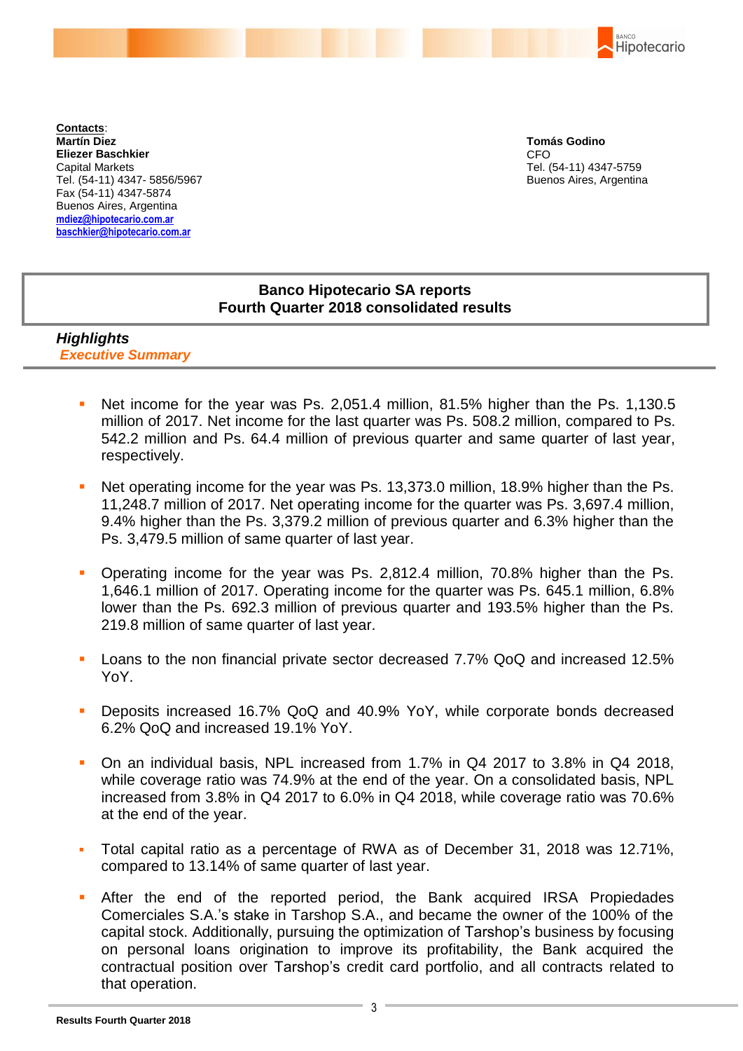**Contacts**:
**Martín Diez**
**Eliezer Baschkier**
Capital Markets
Tel. (54-11) 4347- 5856/5967
Fax (54-11) 4347-5874
Buenos Aires, Argentina
mdiez@hipotecario.com.ar
baschkier@hipotecario.com.ar

**Tomás Godino**
CFO
Tel. (54-11) 4347-5759
Buenos Aires, Argentina

# Banco Hipotecario SA reports Fourth Quarter 2018 consolidated results

## *Highlights*

### *Executive Summary*

- Net income for the year was Ps. 2,051.4 million, 81.5% higher than the Ps. 1,130.5 million of 2017. Net income for the last quarter was Ps. 508.2 million, compared to Ps. 542.2 million and Ps. 64.4 million of previous quarter and same quarter of last year, respectively.

- Net operating income for the year was Ps. 13,373.0 million, 18.9% higher than the Ps. 11,248.7 million of 2017. Net operating income for the quarter was Ps. 3,697.4 million, 9.4% higher than the Ps. 3,379.2 million of previous quarter and 6.3% higher than the Ps. 3,479.5 million of same quarter of last year.

- Operating income for the year was Ps. 2,812.4 million, 70.8% higher than the Ps. 1,646.1 million of 2017. Operating income for the quarter was Ps. 645.1 million, 6.8% lower than the Ps. 692.3 million of previous quarter and 193.5% higher than the Ps. 219.8 million of same quarter of last year.

- Loans to the non financial private sector decreased 7.7% QoQ and increased 12.5% YoY.

- Deposits increased 16.7% QoQ and 40.9% YoY, while corporate bonds decreased 6.2% QoQ and increased 19.1% YoY.

- On an individual basis, NPL increased from 1.7% in Q4 2017 to 3.8% in Q4 2018, while coverage ratio was 74.9% at the end of the year. On a consolidated basis, NPL increased from 3.8% in Q4 2017 to 6.0% in Q4 2018, while coverage ratio was 70.6% at the end of the year.

- Total capital ratio as a percentage of RWA as of December 31, 2018 was 12.71%, compared to 13.14% of same quarter of last year.

- After the end of the reported period, the Bank acquired IRSA Propiedades Comerciales S.A.'s stake in Tarshop S.A., and became the owner of the 100% of the capital stock. Additionally, pursuing the optimization of Tarshop's business by focusing on personal loans origination to improve its profitability, the Bank acquired the contractual position over Tarshop's credit card portfolio, and all contracts related to that operation.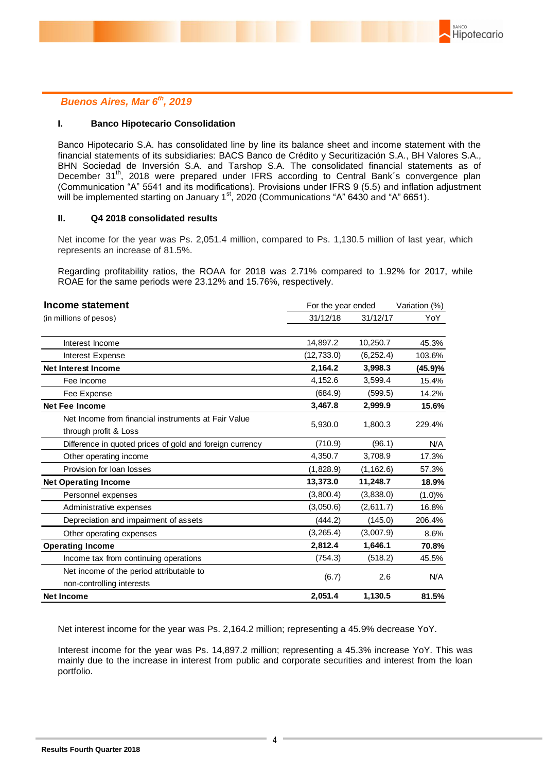*Buenos Aires, Mar 6th, 2019*

## I. Banco Hipotecario Consolidation

Banco Hipotecario S.A. has consolidated line by line its balance sheet and income statement with the financial statements of its subsidiaries: BACS Banco de Crédito y Securitización S.A., BH Valores S.A., BHN Sociedad de Inversión S.A. and Tarshop S.A. The consolidated financial statements as of December 31th, 2018 were prepared under IFRS according to Central Bank´s convergence plan (Communication "A" 5541 and its modifications). Provisions under IFRS 9 (5.5) and inflation adjustment will be implemented starting on January 1st, 2020 (Communications "A" 6430 and "A" 6651).

## II. Q4 2018 consolidated results

Net income for the year was Ps. 2,051.4 million, compared to Ps. 1,130.5 million of last year, which represents an increase of 81.5%.

Regarding profitability ratios, the ROAA for 2018 was 2.71% compared to 1.92% for 2017, while ROAE for the same periods were 23.12% and 15.76%, respectively.

| **Income statement** (in millions of pesos) | For the year ended 31/12/18 | For the year ended 31/12/17 | Variation (%) YoY |
|---|---|---|---|
| Interest Income | 14,897.2 | 10,250.7 | 45.3% |
| Interest Expense | (12,733.0) | (6,252.4) | 103.6% |
| **Net Interest Income** | **2,164.2** | **3,998.3** | **(45.9)%** |
| Fee Income | 4,152.6 | 3,599.4 | 15.4% |
| Fee Expense | (684.9) | (599.5) | 14.2% |
| **Net Fee Income** | **3,467.8** | **2,999.9** | **15.6%** |
| Net Income from financial instruments at Fair Value through profit & Loss | 5,930.0 | 1,800.3 | 229.4% |
| Difference in quoted prices of gold and foreign currency | (710.9) | (96.1) | N/A |
| Other operating income | 4,350.7 | 3,708.9 | 17.3% |
| Provision for loan losses | (1,828.9) | (1,162.6) | 57.3% |
| **Net Operating Income** | **13,373.0** | **11,248.7** | **18.9%** |
| Personnel expenses | (3,800.4) | (3,838.0) | (1.0)% |
| Administrative expenses | (3,050.6) | (2,611.7) | 16.8% |
| Depreciation and impairment of assets | (444.2) | (145.0) | 206.4% |
| Other operating expenses | (3,265.4) | (3,007.9) | 8.6% |
| **Operating Income** | **2,812.4** | **1,646.1** | **70.8%** |
| Income tax from continuing operations | (754.3) | (518.2) | 45.5% |
| Net income of the period attributable to non-controlling interests | (6.7) | 2.6 | N/A |
| **Net Income** | **2,051.4** | **1,130.5** | **81.5%** |

Net interest income for the year was Ps. 2,164.2 million; representing a 45.9% decrease YoY.

Interest income for the year was Ps. 14,897.2 million; representing a 45.3% increase YoY. This was mainly due to the increase in interest from public and corporate securities and interest from the loan portfolio.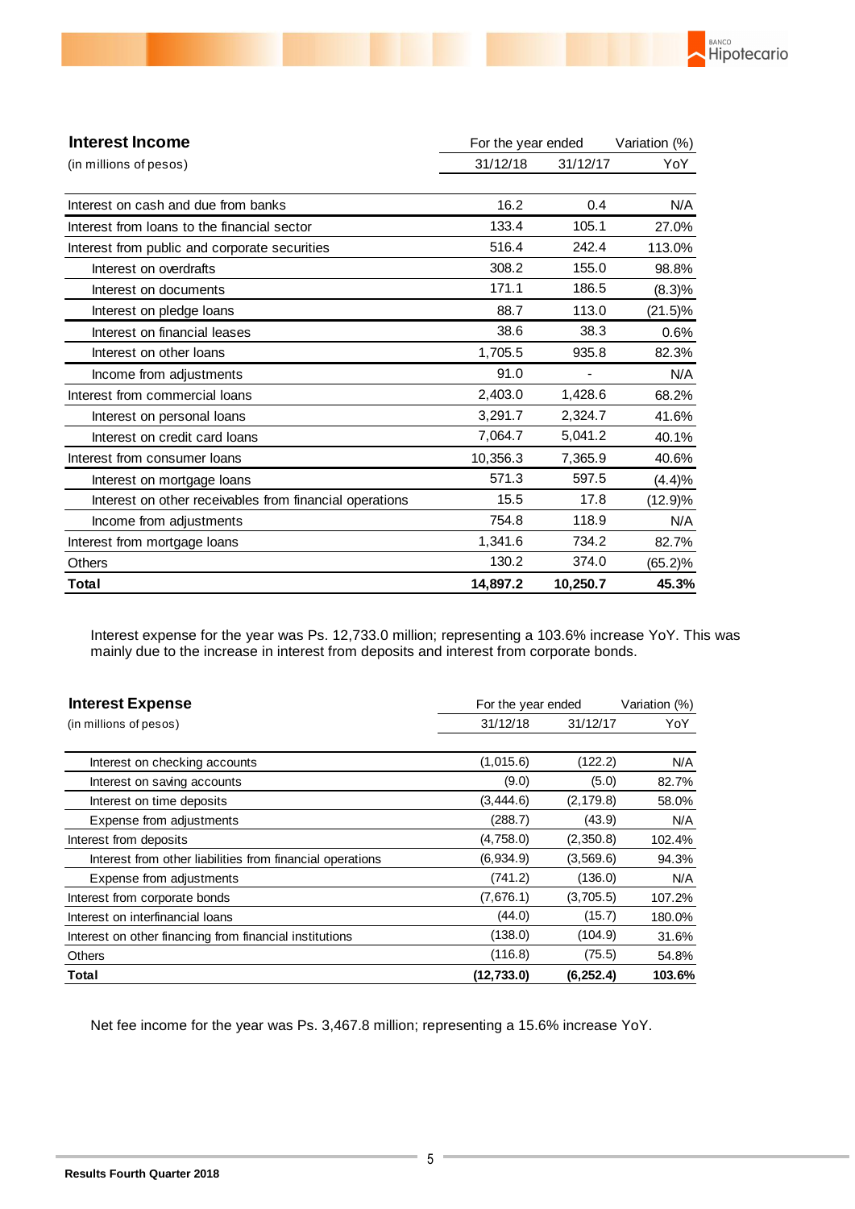| **Interest Income** (in millions of pesos) | For the year ended | | Variation (%) |
|---|---|---|---|
| | 31/12/18 | 31/12/17 | YoY |
| Interest on cash and due from banks | 16.2 | 0.4 | N/A |
| Interest from loans to the financial sector | 133.4 | 105.1 | 27.0% |
| Interest from public and corporate securities | 516.4 | 242.4 | 113.0% |
| Interest on overdrafts | 308.2 | 155.0 | 98.8% |
| Interest on documents | 171.1 | 186.5 | (8.3)% |
| Interest on pledge loans | 88.7 | 113.0 | (21.5)% |
| Interest on financial leases | 38.6 | 38.3 | 0.6% |
| Interest on other loans | 1,705.5 | 935.8 | 82.3% |
| Income from adjustments | 91.0 | - | N/A |
| Interest from commercial loans | 2,403.0 | 1,428.6 | 68.2% |
| Interest on personal loans | 3,291.7 | 2,324.7 | 41.6% |
| Interest on credit card loans | 7,064.7 | 5,041.2 | 40.1% |
| Interest from consumer loans | 10,356.3 | 7,365.9 | 40.6% |
| Interest on mortgage loans | 571.3 | 597.5 | (4.4)% |
| Interest on other receivables from financial operations | 15.5 | 17.8 | (12.9)% |
| Income from adjustments | 754.8 | 118.9 | N/A |
| Interest from mortgage loans | 1,341.6 | 734.2 | 82.7% |
| Others | 130.2 | 374.0 | (65.2)% |
| **Total** | **14,897.2** | **10,250.7** | **45.3%** |

Interest expense for the year was Ps. 12,733.0 million; representing a 103.6% increase YoY. This was mainly due to the increase in interest from deposits and interest from corporate bonds.

| **Interest Expense** (in millions of pesos) | For the year ended | | Variation (%) |
|---|---|---|---|
| | 31/12/18 | 31/12/17 | YoY |
| Interest on checking accounts | (1,015.6) | (122.2) | N/A |
| Interest on saving accounts | (9.0) | (5.0) | 82.7% |
| Interest on time deposits | (3,444.6) | (2,179.8) | 58.0% |
| Expense from adjustments | (288.7) | (43.9) | N/A |
| Interest from deposits | (4,758.0) | (2,350.8) | 102.4% |
| Interest from other liabilities from financial operations | (6,934.9) | (3,569.6) | 94.3% |
| Expense from adjustments | (741.2) | (136.0) | N/A |
| Interest from corporate bonds | (7,676.1) | (3,705.5) | 107.2% |
| Interest on interfinancial loans | (44.0) | (15.7) | 180.0% |
| Interest on other financing from financial institutions | (138.0) | (104.9) | 31.6% |
| Others | (116.8) | (75.5) | 54.8% |
| **Total** | **(12,733.0)** | **(6,252.4)** | **103.6%** |

Net fee income for the year was Ps. 3,467.8 million; representing a 15.6% increase YoY.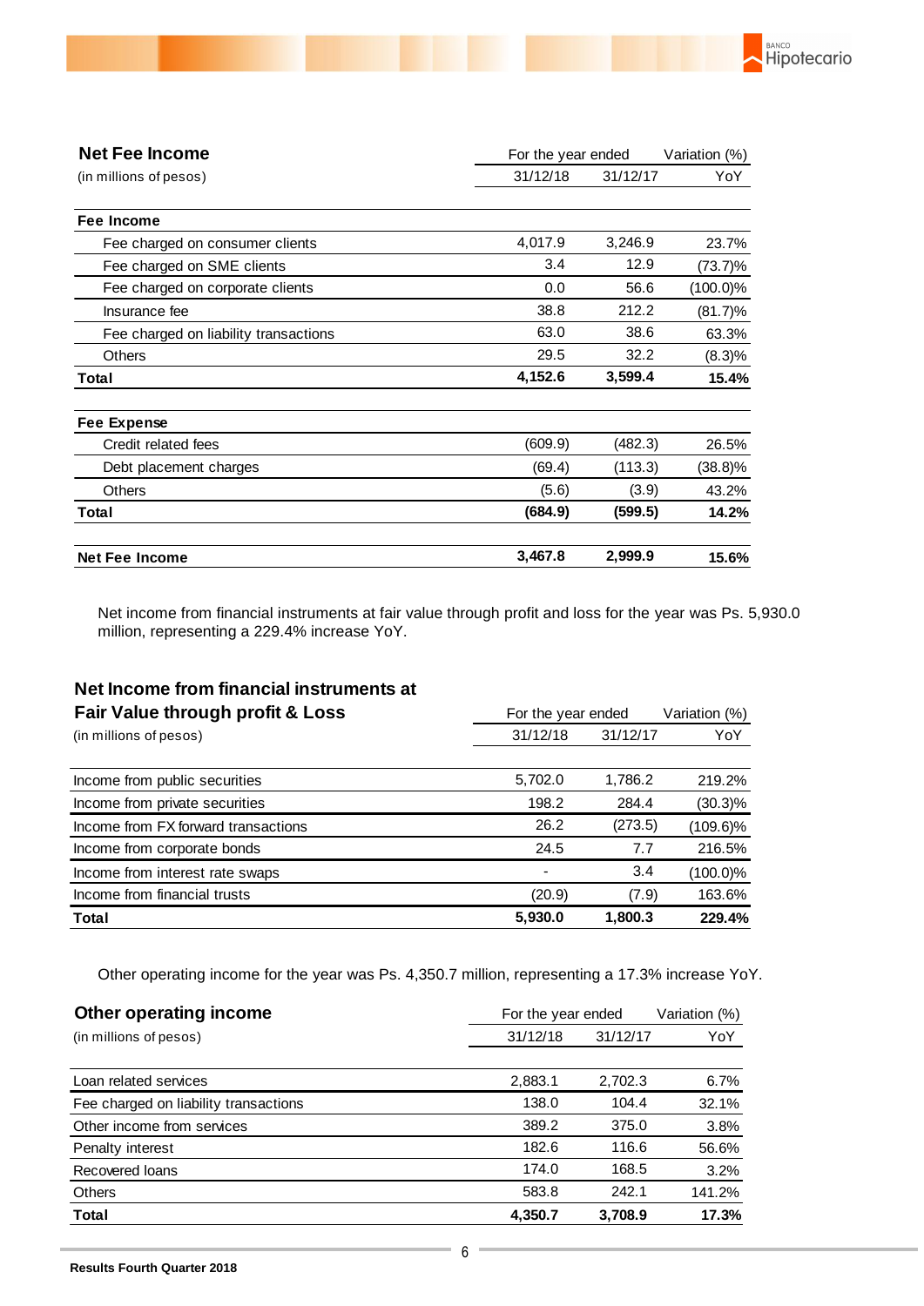## Net Fee Income

(in millions of pesos)

| | For the year ended 31/12/18 | For the year ended 31/12/17 | Variation (%) YoY |
|---|---|---|---|
| **Fee Income** | | | |
| Fee charged on consumer clients | 4,017.9 | 3,246.9 | 23.7% |
| Fee charged on SME clients | 3.4 | 12.9 | (73.7)% |
| Fee charged on corporate clients | 0.0 | 56.6 | (100.0)% |
| Insurance fee | 38.8 | 212.2 | (81.7)% |
| Fee charged on liability transactions | 63.0 | 38.6 | 63.3% |
| Others | 29.5 | 32.2 | (8.3)% |
| **Total** | **4,152.6** | **3,599.4** | **15.4%** |
| **Fee Expense** | | | |
| Credit related fees | (609.9) | (482.3) | 26.5% |
| Debt placement charges | (69.4) | (113.3) | (38.8)% |
| Others | (5.6) | (3.9) | 43.2% |
| **Total** | **(684.9)** | **(599.5)** | **14.2%** |
| **Net Fee Income** | **3,467.8** | **2,999.9** | **15.6%** |

Net income from financial instruments at fair value through profit and loss for the year was Ps. 5,930.0 million, representing a 229.4% increase YoY.

## Net Income from financial instruments at Fair Value through profit & Loss

(in millions of pesos)

| | For the year ended 31/12/18 | For the year ended 31/12/17 | Variation (%) YoY |
|---|---|---|---|
| Income from public securities | 5,702.0 | 1,786.2 | 219.2% |
| Income from private securities | 198.2 | 284.4 | (30.3)% |
| Income from FX forward transactions | 26.2 | (273.5) | (109.6)% |
| Income from corporate bonds | 24.5 | 7.7 | 216.5% |
| Income from interest rate swaps | - | 3.4 | (100.0)% |
| Income from financial trusts | (20.9) | (7.9) | 163.6% |
| **Total** | **5,930.0** | **1,800.3** | **229.4%** |

Other operating income for the year was Ps. 4,350.7 million, representing a 17.3% increase YoY.

## Other operating income

(in millions of pesos)

| | For the year ended 31/12/18 | For the year ended 31/12/17 | Variation (%) YoY |
|---|---|---|---|
| Loan related services | 2,883.1 | 2,702.3 | 6.7% |
| Fee charged on liability transactions | 138.0 | 104.4 | 32.1% |
| Other income from services | 389.2 | 375.0 | 3.8% |
| Penalty interest | 182.6 | 116.6 | 56.6% |
| Recovered loans | 174.0 | 168.5 | 3.2% |
| Others | 583.8 | 242.1 | 141.2% |
| **Total** | **4,350.7** | **3,708.9** | **17.3%** |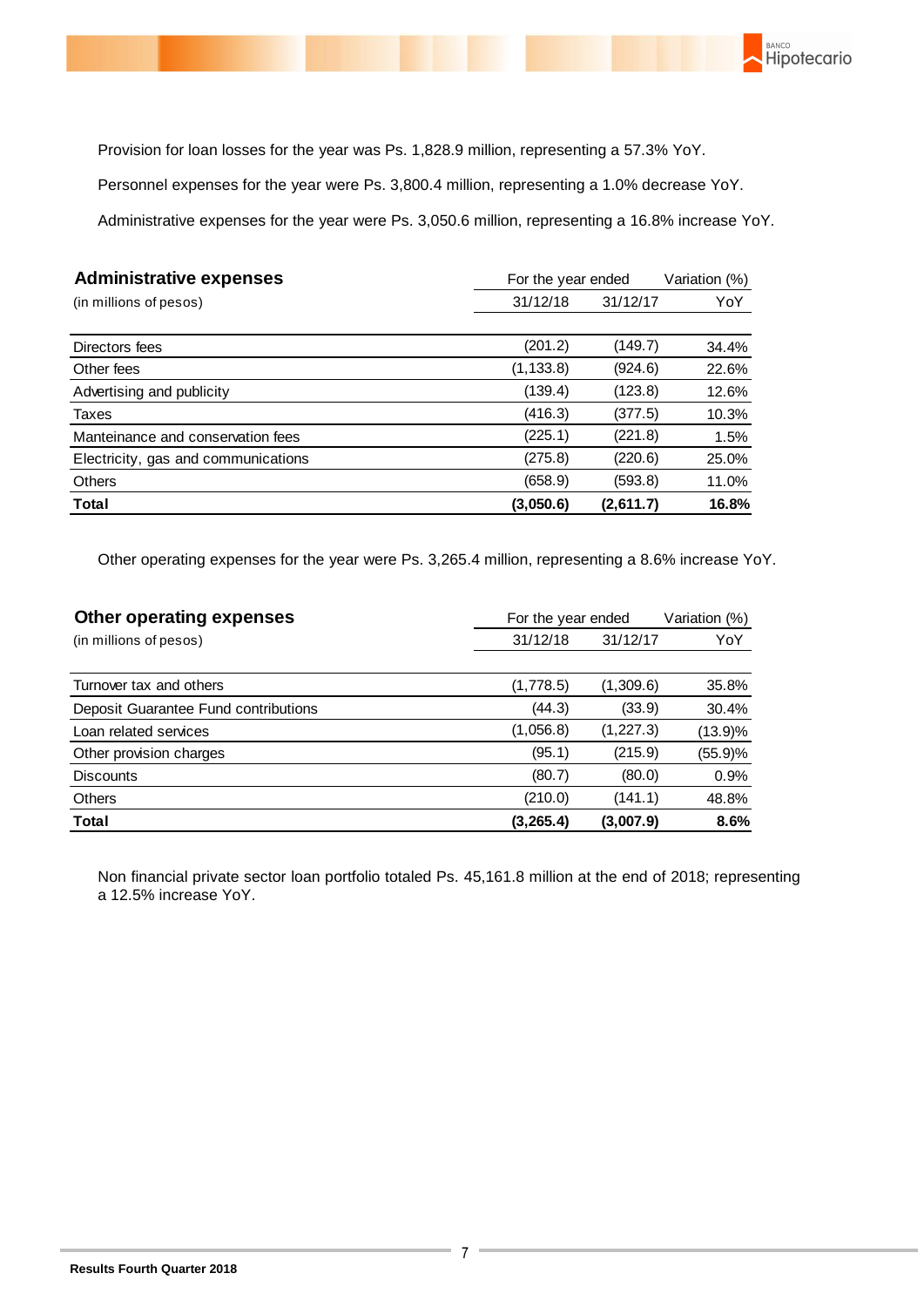Provision for loan losses for the year was Ps. 1,828.9 million, representing a 57.3% YoY.

Personnel expenses for the year were Ps. 3,800.4 million, representing a 1.0% decrease YoY.

Administrative expenses for the year were Ps. 3,050.6 million, representing a 16.8% increase YoY.

| **Administrative expenses** (in millions of pesos) | For the year ended 31/12/18 | For the year ended 31/12/17 | Variation (%) YoY |
|---|---|---|---|
| Directors fees | (201.2) | (149.7) | 34.4% |
| Other fees | (1,133.8) | (924.6) | 22.6% |
| Advertising and publicity | (139.4) | (123.8) | 12.6% |
| Taxes | (416.3) | (377.5) | 10.3% |
| Manteinance and conservation fees | (225.1) | (221.8) | 1.5% |
| Electricity, gas and communications | (275.8) | (220.6) | 25.0% |
| Others | (658.9) | (593.8) | 11.0% |
| **Total** | **(3,050.6)** | **(2,611.7)** | **16.8%** |

Other operating expenses for the year were Ps. 3,265.4 million, representing a 8.6% increase YoY.

| **Other operating expenses** (in millions of pesos) | For the year ended 31/12/18 | For the year ended 31/12/17 | Variation (%) YoY |
|---|---|---|---|
| Turnover tax and others | (1,778.5) | (1,309.6) | 35.8% |
| Deposit Guarantee Fund contributions | (44.3) | (33.9) | 30.4% |
| Loan related services | (1,056.8) | (1,227.3) | (13.9)% |
| Other provision charges | (95.1) | (215.9) | (55.9)% |
| Discounts | (80.7) | (80.0) | 0.9% |
| Others | (210.0) | (141.1) | 48.8% |
| **Total** | **(3,265.4)** | **(3,007.9)** | **8.6%** |

Non financial private sector loan portfolio totaled Ps. 45,161.8 million at the end of 2018; representing a 12.5% increase YoY.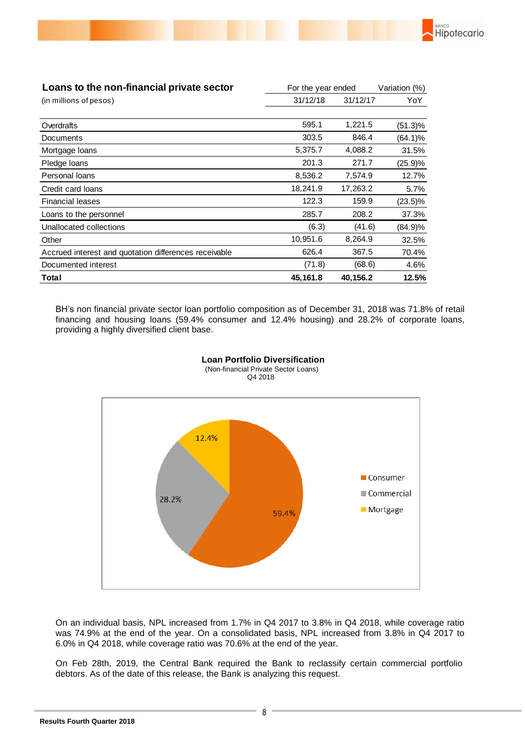| **Loans to the non-financial private sector** | For the year ended | | Variation (%) |
|---|---|---|---|
| (in millions of pesos) | 31/12/18 | 31/12/17 | YoY |
| Overdrafts | 595.1 | 1,221.5 | (51.3)% |
| Documents | 303.5 | 846.4 | (64.1)% |
| Mortgage loans | 5,375.7 | 4,088.2 | 31.5% |
| Pledge loans | 201.3 | 271.7 | (25.9)% |
| Personal loans | 8,536.2 | 7,574.9 | 12.7% |
| Credit card loans | 18,241.9 | 17,263.2 | 5.7% |
| Financial leases | 122.3 | 159.9 | (23.5)% |
| Loans to the personnel | 285.7 | 208.2 | 37.3% |
| Unallocated collections | (6.3) | (41.6) | (84.9)% |
| Other | 10,951.6 | 8,264.9 | 32.5% |
| Accrued interest and quotation differences receivable | 626.4 | 367.5 | 70.4% |
| Documented interest | (71.8) | (68.6) | 4.6% |
| **Total** | **45,161.8** | **40,156.2** | **12.5%** |

BH's non financial private sector loan portfolio composition as of December 31, 2018 was 71.8% of retail financing and housing loans (59.4% consumer and 12.4% housing) and 28.2% of corporate loans, providing a highly diversified client base.

**Loan Portfolio Diversification**
(Non-financial Private Sector Loans)
Q4 2018

| Segment | % |
|---|---|
| Consumer | 59.4% |
| Commercial | 28.2% |
| Mortgage | 12.4% |

On an individual basis, NPL increased from 1.7% in Q4 2017 to 3.8% in Q4 2018, while coverage ratio was 74.9% at the end of the year. On a consolidated basis, NPL increased from 3.8% in Q4 2017 to 6.0% in Q4 2018, while coverage ratio was 70.6% at the end of the year.

On Feb 28th, 2019, the Central Bank required the Bank to reclassify certain commercial portfolio debtors. As of the date of this release, the Bank is analyzing this request.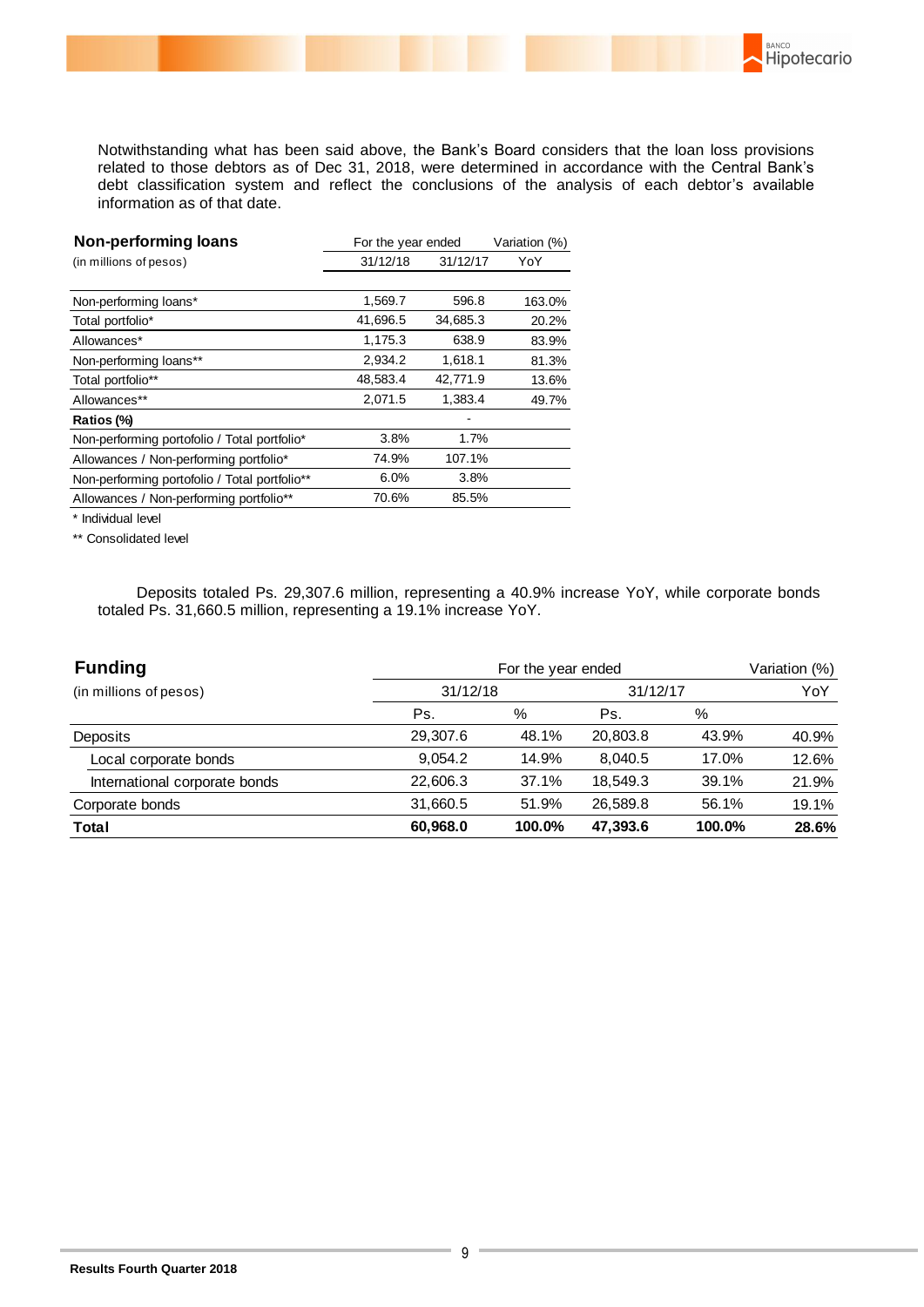Notwithstanding what has been said above, the Bank's Board considers that the loan loss provisions related to those debtors as of Dec 31, 2018, were determined in accordance with the Central Bank's debt classification system and reflect the conclusions of the analysis of each debtor's available information as of that date.

| **Non-performing loans** | For the year ended | | Variation (%) |
|---|---|---|---|
| (in millions of pesos) | 31/12/18 | 31/12/17 | YoY |
| Non-performing loans* | 1,569.7 | 596.8 | 163.0% |
| Total portfolio* | 41,696.5 | 34,685.3 | 20.2% |
| Allowances* | 1,175.3 | 638.9 | 83.9% |
| Non-performing loans** | 2,934.2 | 1,618.1 | 81.3% |
| Total portfolio** | 48,583.4 | 42,771.9 | 13.6% |
| Allowances** | 2,071.5 | 1,383.4 | 49.7% |
| **Ratios (%)** | | - | |
| Non-performing portofolio / Total portfolio* | 3.8% | 1.7% | |
| Allowances / Non-performing portfolio* | 74.9% | 107.1% | |
| Non-performing portofolio / Total portfolio** | 6.0% | 3.8% | |
| Allowances / Non-performing portfolio** | 70.6% | 85.5% | |

\* Individual level

\*\* Consolidated level

Deposits totaled Ps. 29,307.6 million, representing a 40.9% increase YoY, while corporate bonds totaled Ps. 31,660.5 million, representing a 19.1% increase YoY.

| **Funding** | For the year ended | | | | Variation (%) |
|---|---|---|---|---|---|
| (in millions of pesos) | 31/12/18 | | 31/12/17 | | YoY |
| | Ps. | % | Ps. | % | |
| Deposits | 29,307.6 | 48.1% | 20,803.8 | 43.9% | 40.9% |
| Local corporate bonds | 9,054.2 | 14.9% | 8,040.5 | 17.0% | 12.6% |
| International corporate bonds | 22,606.3 | 37.1% | 18,549.3 | 39.1% | 21.9% |
| Corporate bonds | 31,660.5 | 51.9% | 26,589.8 | 56.1% | 19.1% |
| **Total** | **60,968.0** | **100.0%** | **47,393.6** | **100.0%** | **28.6%** |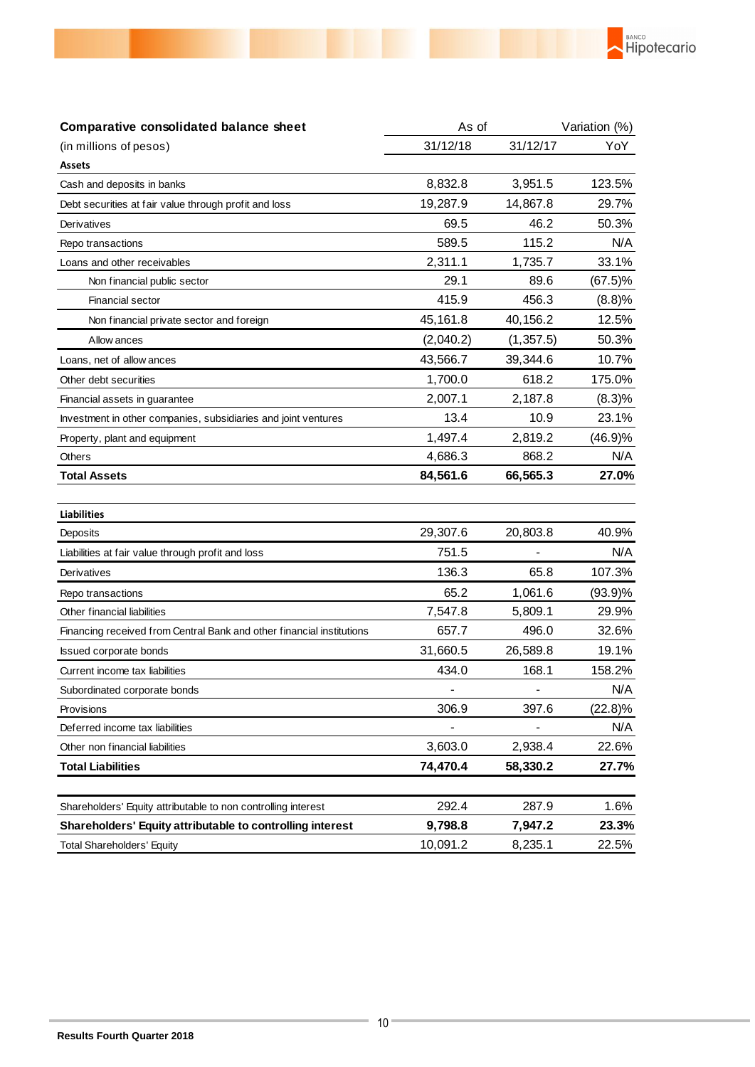| Comparative consolidated balance sheet | As of | | Variation (%) |
|---|---|---|---|
| (in millions of pesos) | 31/12/18 | 31/12/17 | YoY |
| **Assets** | | | |
| Cash and deposits in banks | 8,832.8 | 3,951.5 | 123.5% |
| Debt securities at fair value through profit and loss | 19,287.9 | 14,867.8 | 29.7% |
| Derivatives | 69.5 | 46.2 | 50.3% |
| Repo transactions | 589.5 | 115.2 | N/A |
| Loans and other receivables | 2,311.1 | 1,735.7 | 33.1% |
| Non financial public sector | 29.1 | 89.6 | (67.5)% |
| Financial sector | 415.9 | 456.3 | (8.8)% |
| Non financial private sector and foreign | 45,161.8 | 40,156.2 | 12.5% |
| Allowances | (2,040.2) | (1,357.5) | 50.3% |
| Loans, net of allowances | 43,566.7 | 39,344.6 | 10.7% |
| Other debt securities | 1,700.0 | 618.2 | 175.0% |
| Financial assets in guarantee | 2,007.1 | 2,187.8 | (8.3)% |
| Investment in other companies, subsidiaries and joint ventures | 13.4 | 10.9 | 23.1% |
| Property, plant and equipment | 1,497.4 | 2,819.2 | (46.9)% |
| Others | 4,686.3 | 868.2 | N/A |
| **Total Assets** | **84,561.6** | **66,565.3** | **27.0%** |
| | | | |
| **Liabilities** | | | |
| Deposits | 29,307.6 | 20,803.8 | 40.9% |
| Liabilities at fair value through profit and loss | 751.5 | - | N/A |
| Derivatives | 136.3 | 65.8 | 107.3% |
| Repo transactions | 65.2 | 1,061.6 | (93.9)% |
| Other financial liabilities | 7,547.8 | 5,809.1 | 29.9% |
| Financing received from Central Bank and other financial institutions | 657.7 | 496.0 | 32.6% |
| Issued corporate bonds | 31,660.5 | 26,589.8 | 19.1% |
| Current income tax liabilities | 434.0 | 168.1 | 158.2% |
| Subordinated corporate bonds | - | - | N/A |
| Provisions | 306.9 | 397.6 | (22.8)% |
| Deferred income tax liabilities | - | - | N/A |
| Other non financial liabilities | 3,603.0 | 2,938.4 | 22.6% |
| **Total Liabilities** | **74,470.4** | **58,330.2** | **27.7%** |
| | | | |
| Shareholders' Equity attributable to non controlling interest | 292.4 | 287.9 | 1.6% |
| **Shareholders' Equity attributable to controlling interest** | **9,798.8** | **7,947.2** | **23.3%** |
| Total Shareholders' Equity | 10,091.2 | 8,235.1 | 22.5% |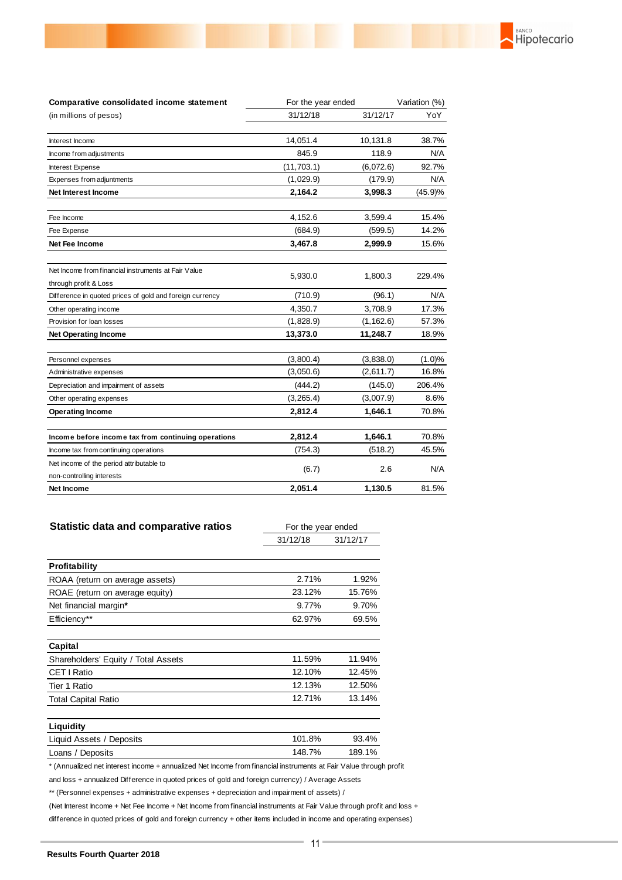| **Comparative consolidated income statement** | For the year ended | | Variation (%) |
|---|---|---|---|
| (in millions of pesos) | 31/12/18 | 31/12/17 | YoY |
| Interest Income | 14,051.4 | 10,131.8 | 38.7% |
| Income from adjustments | 845.9 | 118.9 | N/A |
| Interest Expense | (11,703.1) | (6,072.6) | 92.7% |
| Expenses from adjuntments | (1,029.9) | (179.9) | N/A |
| **Net Interest Income** | **2,164.2** | **3,998.3** | (45.9)% |
| Fee Income | 4,152.6 | 3,599.4 | 15.4% |
| Fee Expense | (684.9) | (599.5) | 14.2% |
| **Net Fee Income** | **3,467.8** | **2,999.9** | 15.6% |
| Net Income from financial instruments at Fair Value through profit & Loss | 5,930.0 | 1,800.3 | 229.4% |
| Difference in quoted prices of gold and foreign currency | (710.9) | (96.1) | N/A |
| Other operating income | 4,350.7 | 3,708.9 | 17.3% |
| Provision for loan losses | (1,828.9) | (1,162.6) | 57.3% |
| **Net Operating Income** | **13,373.0** | **11,248.7** | 18.9% |
| Personnel expenses | (3,800.4) | (3,838.0) | (1.0)% |
| Administrative expenses | (3,050.6) | (2,611.7) | 16.8% |
| Depreciation and impairment of assets | (444.2) | (145.0) | 206.4% |
| Other operating expenses | (3,265.4) | (3,007.9) | 8.6% |
| **Operating Income** | **2,812.4** | **1,646.1** | 70.8% |
| **Income before income tax from continuing operations** | **2,812.4** | **1,646.1** | 70.8% |
| Income tax from continuing operations | (754.3) | (518.2) | 45.5% |
| Net income of the period attributable to non-controlling interests | (6.7) | 2.6 | N/A |
| **Net Income** | **2,051.4** | **1,130.5** | 81.5% |

| **Statistic data and comparative ratios** | For the year ended | |
|---|---|---|
| | 31/12/18 | 31/12/17 |
| **Profitability** | | |
| ROAA (return on average assets) | 2.71% | 1.92% |
| ROAE (return on average equity) | 23.12% | 15.76% |
| Net financial margin* | 9.77% | 9.70% |
| Efficiency** | 62.97% | 69.5% |
| **Capital** | | |
| Shareholders' Equity / Total Assets | 11.59% | 11.94% |
| CET I Ratio | 12.10% | 12.45% |
| Tier 1 Ratio | 12.13% | 12.50% |
| Total Capital Ratio | 12.71% | 13.14% |
| **Liquidity** | | |
| Liquid Assets / Deposits | 101.8% | 93.4% |
| Loans / Deposits | 148.7% | 189.1% |

* (Annualized net interest income + annualized Net Income from financial instruments at Fair Value through profit and loss + annualized Difference in quoted prices of gold and foreign currency) / Average Assets

** (Personnel expenses + administrative expenses + depreciation and impairment of assets) / (Net Interest Income + Net Fee Income + Net Income from financial instruments at Fair Value through profit and loss + difference in quoted prices of gold and foreign currency + other items included in income and operating expenses)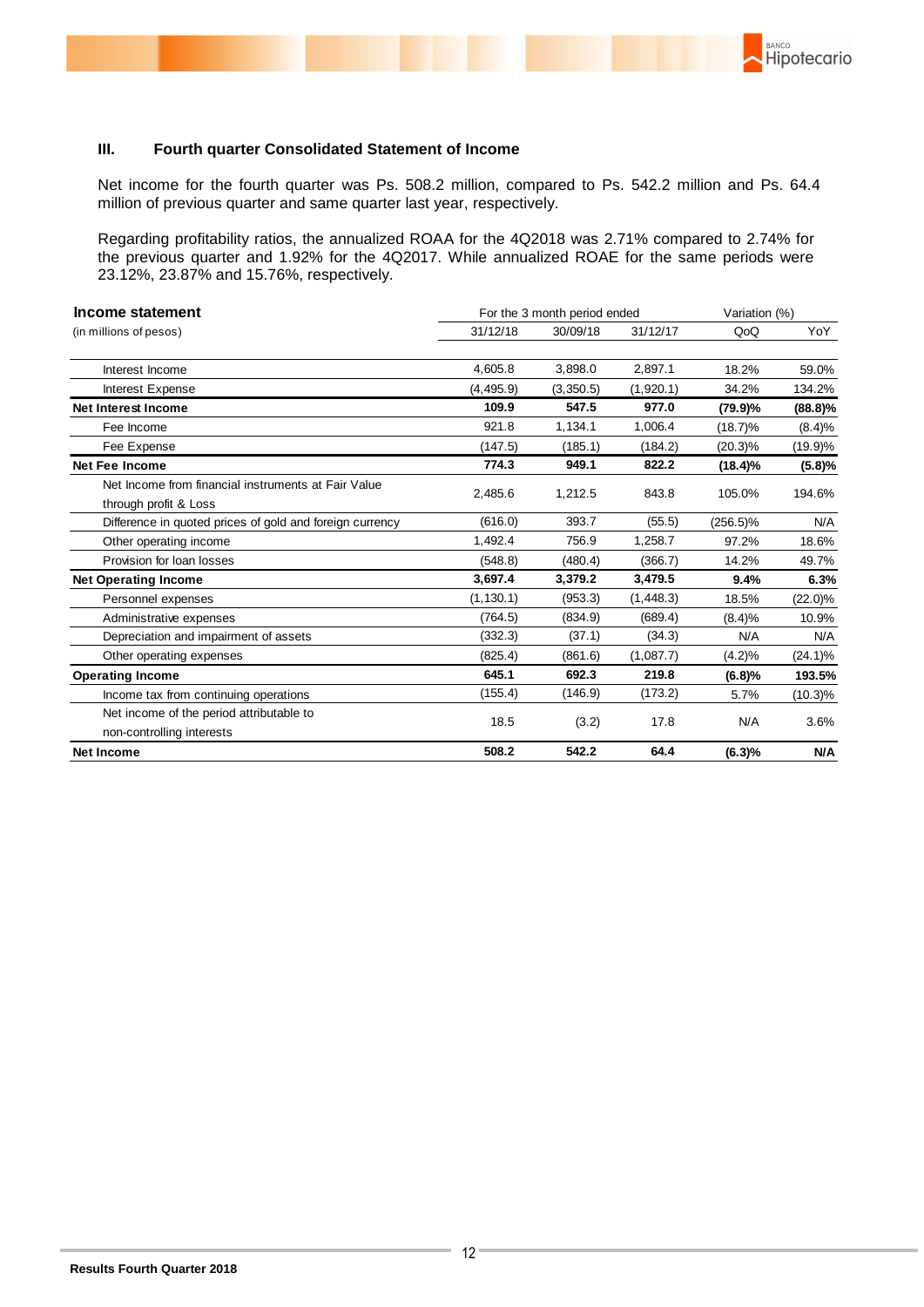### III. Fourth quarter Consolidated Statement of Income

Net income for the fourth quarter was Ps. 508.2 million, compared to Ps. 542.2 million and Ps. 64.4 million of previous quarter and same quarter last year, respectively.

Regarding profitability ratios, the annualized ROAA for the 4Q2018 was 2.71% compared to 2.74% for the previous quarter and 1.92% for the 4Q2017. While annualized ROAE for the same periods were 23.12%, 23.87% and 15.76%, respectively.

| **Income statement** | For the 3 month period ended | | | Variation (%) | |
|---|---|---|---|---|---|
| (in millions of pesos) | 31/12/18 | 30/09/18 | 31/12/17 | QoQ | YoY |
| Interest Income | 4,605.8 | 3,898.0 | 2,897.1 | 18.2% | 59.0% |
| Interest Expense | (4,495.9) | (3,350.5) | (1,920.1) | 34.2% | 134.2% |
| **Net Interest Income** | **109.9** | **547.5** | **977.0** | **(79.9)%** | **(88.8)%** |
| Fee Income | 921.8 | 1,134.1 | 1,006.4 | (18.7)% | (8.4)% |
| Fee Expense | (147.5) | (185.1) | (184.2) | (20.3)% | (19.9)% |
| **Net Fee Income** | **774.3** | **949.1** | **822.2** | **(18.4)%** | **(5.8)%** |
| Net Income from financial instruments at Fair Value through profit & Loss | 2,485.6 | 1,212.5 | 843.8 | 105.0% | 194.6% |
| Difference in quoted prices of gold and foreign currency | (616.0) | 393.7 | (55.5) | (256.5)% | N/A |
| Other operating income | 1,492.4 | 756.9 | 1,258.7 | 97.2% | 18.6% |
| Provision for loan losses | (548.8) | (480.4) | (366.7) | 14.2% | 49.7% |
| **Net Operating Income** | **3,697.4** | **3,379.2** | **3,479.5** | **9.4%** | **6.3%** |
| Personnel expenses | (1,130.1) | (953.3) | (1,448.3) | 18.5% | (22.0)% |
| Administrative expenses | (764.5) | (834.9) | (689.4) | (8.4)% | 10.9% |
| Depreciation and impairment of assets | (332.3) | (37.1) | (34.3) | N/A | N/A |
| Other operating expenses | (825.4) | (861.6) | (1,087.7) | (4.2)% | (24.1)% |
| **Operating Income** | **645.1** | **692.3** | **219.8** | **(6.8)%** | **193.5%** |
| Income tax from continuing operations | (155.4) | (146.9) | (173.2) | 5.7% | (10.3)% |
| Net income of the period attributable to non-controlling interests | 18.5 | (3.2) | 17.8 | N/A | 3.6% |
| **Net Income** | **508.2** | **542.2** | **64.4** | **(6.3)%** | **N/A** |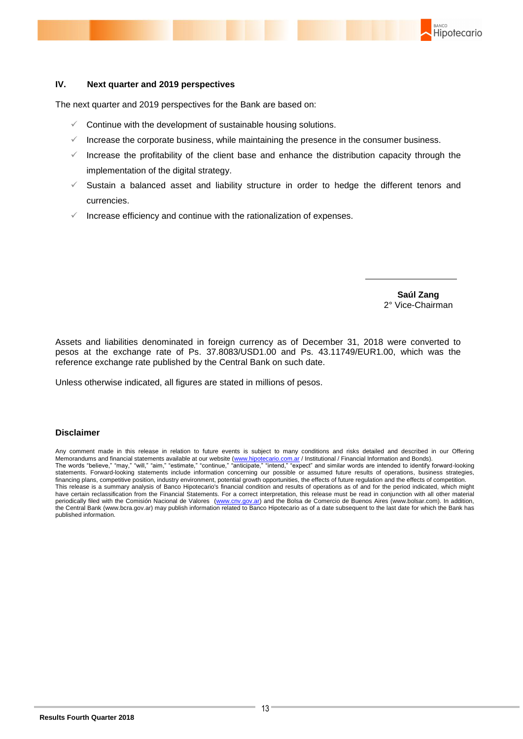## IV. Next quarter and 2019 perspectives

The next quarter and 2019 perspectives for the Bank are based on:

- ✓ Continue with the development of sustainable housing solutions.
- ✓ Increase the corporate business, while maintaining the presence in the consumer business.
- ✓ Increase the profitability of the client base and enhance the distribution capacity through the implementation of the digital strategy.
- ✓ Sustain a balanced asset and liability structure in order to hedge the different tenors and currencies.
- ✓ Increase efficiency and continue with the rationalization of expenses.

**Saúl Zang**
2° Vice-Chairman

Assets and liabilities denominated in foreign currency as of December 31, 2018 were converted to pesos at the exchange rate of Ps. 37.8083/USD1.00 and Ps. 43.11749/EUR1.00, which was the reference exchange rate published by the Central Bank on such date.

Unless otherwise indicated, all figures are stated in millions of pesos.

### Disclaimer

Any comment made in this release in relation to future events is subject to many conditions and risks detailed and described in our Offering Memorandums and financial statements available at our website (www.hipotecario.com.ar / Institutional / Financial Information and Bonds).
The words "believe," "may," "will," "aim," "estimate," "continue," "anticipate," "intend," "expect" and similar words are intended to identify forward-looking statements. Forward-looking statements include information concerning our possible or assumed future results of operations, business strategies, financing plans, competitive position, industry environment, potential growth opportunities, the effects of future regulation and the effects of competition.
This release is a summary analysis of Banco Hipotecario's financial condition and results of operations as of and for the period indicated, which might have certain reclassification from the Financial Statements. For a correct interpretation, this release must be read in conjunction with all other material periodically filed with the Comisión Nacional de Valores (www.cnv.gov.ar) and the Bolsa de Comercio de Buenos Aires (www.bolsar.com). In addition, the Central Bank (www.bcra.gov.ar) may publish information related to Banco Hipotecario as of a date subsequent to the last date for which the Bank has published information.